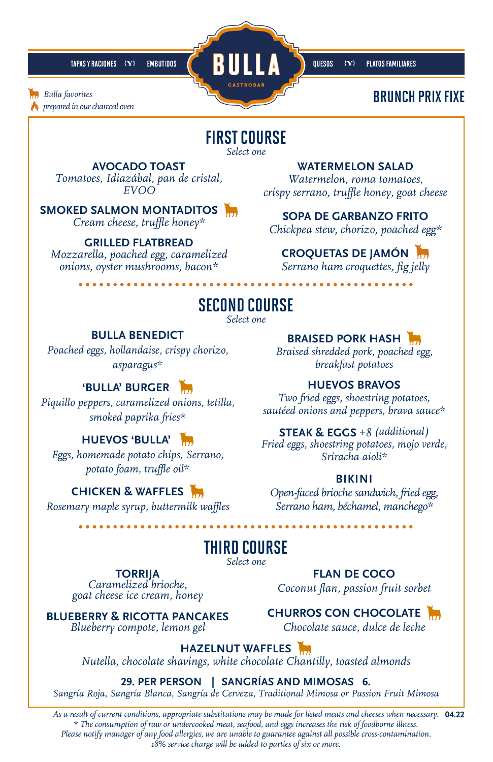TAPAS Y RACIONES | EMBUTIDOS | **BULLA** GASTROBAR | QUESOS | PLATOS FAMILIARES

*Bulla favorites*
*prepared in our charcoal oven*

# BRUNCH PRIX FIXE

## FIRST COURSE
*Select one*

**AVOCADO TOAST**
*Tomatoes, Idiazábal, pan de cristal, EVOO*

**SMOKED SALMON MONTADITOS**
*Cream cheese, truffle honey**

**GRILLED FLATBREAD**
*Mozzarella, poached egg, caramelized onions, oyster mushrooms, bacon**

**WATERMELON SALAD**
*Watermelon, roma tomatoes, crispy serrano, truffle honey, goat cheese*

**SOPA DE GARBANZO FRITO**
*Chickpea stew, chorizo, poached egg**

**CROQUETAS DE JAMÓN**
*Serrano ham croquettes, fig jelly*

## SECOND COURSE
*Select one*

**BULLA BENEDICT**
*Poached eggs, hollandaise, crispy chorizo, asparagus**

**'BULLA' BURGER**
*Piquillo peppers, caramelized onions, tetilla, smoked paprika fries**

**HUEVOS 'BULLA'**
*Eggs, homemade potato chips, Serrano, potato foam, truffle oil**

**CHICKEN & WAFFLES**
*Rosemary maple syrup, buttermilk waffles*

**BRAISED PORK HASH**
*Braised shredded pork, poached egg, breakfast potatoes*

**HUEVOS BRAVOS**
*Two fried eggs, shoestring potatoes, sautéed onions and peppers, brava sauce**

**STEAK & EGGS** *+8 (additional)*
*Fried eggs, shoestring potatoes, mojo verde, Sriracha aioli**

**BIKINI**
*Open-faced brioche sandwich, fried egg, Serrano ham, béchamel, manchego**

## THIRD COURSE
*Select one*

**TORRIJA**
*Caramelized brioche, goat cheese ice cream, honey*

**BLUEBERRY & RICOTTA PANCAKES**
*Blueberry compote, lemon gel*

**FLAN DE COCO**
*Coconut flan, passion fruit sorbet*

**CHURROS CON CHOCOLATE**
*Chocolate sauce, dulce de leche*

**HAZELNUT WAFFLES**
*Nutella, chocolate shavings, white chocolate Chantilly, toasted almonds*

**29. PER PERSON | SANGRÍAS AND MIMOSAS 6.**
*Sangría Roja, Sangría Blanca, Sangría de Cerveza, Traditional Mimosa or Passion Fruit Mimosa*

*As a result of current conditions, appropriate substitutions may be made for listed meats and cheeses when necessary.* **04.22**
** The consumption of raw or undercooked meat, seafood, and eggs increases the risk of foodborne illness.*
*Please notify manager of any food allergies, we are unable to guarantee against all possible cross-contamination.*
*18% service charge will be added to parties of six or more.*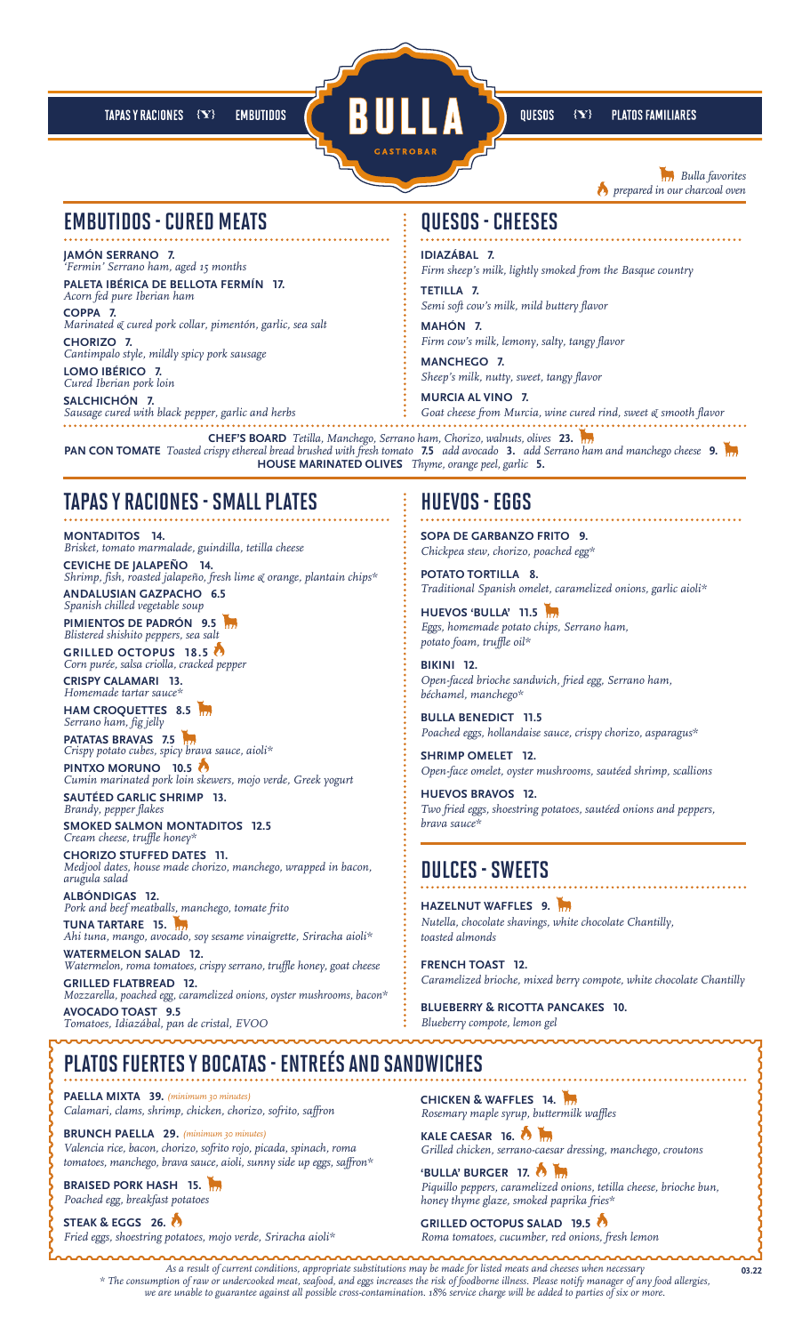TAPAS Y RACIONES {Y} EMBUTIDOS

# BULLA

GASTROBAR

QUESOS {Y} PLATOS FAMILIARES

*Bulla favorites*
*prepared in our charcoal oven*

## EMBUTIDOS - CURED MEATS

**JAMÓN SERRANO 7.**
*'Fermin' Serrano ham, aged 15 months*

**PALETA IBÉRICA DE BELLOTA FERMÍN 17.**
*Acorn fed pure Iberian ham*

**COPPA 7.**
*Marinated & cured pork collar, pimentón, garlic, sea salt*

**CHORIZO 7.**
*Cantimpalo style, mildly spicy pork sausage*

**LOMO IBÉRICO 7.**
*Cured Iberian pork loin*

**SALCHICHÓN 7.**
*Sausage cured with black pepper, garlic and herbs*

## QUESOS - CHEESES

**IDIAZÁBAL 7.**
*Firm sheep's milk, lightly smoked from the Basque country*

**TETILLA 7.**
*Semi soft cow's milk, mild buttery flavor*

**MAHÓN 7.**
*Firm cow's milk, lemony, salty, tangy flavor*

**MANCHEGO 7.**
*Sheep's milk, nutty, sweet, tangy flavor*

**MURCIA AL VINO 7.**
*Goat cheese from Murcia, wine cured rind, sweet & smooth flavor*

**CHEF'S BOARD** *Tetilla, Manchego, Serrano ham, Chorizo, walnuts, olives* **23.**

**PAN CON TOMATE** *Toasted crispy ethereal bread brushed with fresh tomato* **7.5** *add avocado* **3.** *add Serrano ham and manchego cheese* **9.**

**HOUSE MARINATED OLIVES** *Thyme, orange peel, garlic* **5.**

## TAPAS Y RACIONES - SMALL PLATES

**MONTADITOS 14.**
*Brisket, tomato marmalade, guindilla, tetilla cheese*

**CEVICHE DE JALAPEÑO 14.**
*Shrimp, fish, roasted jalapeño, fresh lime & orange, plantain chips\**

**ANDALUSIAN GAZPACHO 6.5**
*Spanish chilled vegetable soup*

**PIMIENTOS DE PADRÓN 9.5**
*Blistered shishito peppers, sea salt*

**GRILLED OCTOPUS 18.5**
*Corn purée, salsa criolla, cracked pepper*

**CRISPY CALAMARI 13.**
*Homemade tartar sauce\**

**HAM CROQUETTES 8.5**
*Serrano ham, fig jelly*

**PATATAS BRAVAS 7.5**
*Crispy potato cubes, spicy brava sauce, aioli\**

**PINTXO MORUNO 10.5**
*Cumin marinated pork loin skewers, mojo verde, Greek yogurt*

**SAUTÉED GARLIC SHRIMP 13.**
*Brandy, pepper flakes*

**SMOKED SALMON MONTADITOS 12.5**
*Cream cheese, truffle honey\**

**CHORIZO STUFFED DATES 11.**
*Medjool dates, house made chorizo, manchego, wrapped in bacon, arugula salad*

**ALBÓNDIGAS 12.**
*Pork and beef meatballs, manchego, tomate frito*

**TUNA TARTARE 15.**
*Ahi tuna, mango, avocado, soy sesame vinaigrette, Sriracha aioli\**

**WATERMELON SALAD 12.**
*Watermelon, roma tomatoes, crispy serrano, truffle honey, goat cheese*

**GRILLED FLATBREAD 12.**
*Mozzarella, poached egg, caramelized onions, oyster mushrooms, bacon\**

**AVOCADO TOAST 9.5**
*Tomatoes, Idiazábal, pan de cristal, EVOO*

## HUEVOS - EGGS

**SOPA DE GARBANZO FRITO 9.**
*Chickpea stew, chorizo, poached egg\**

**POTATO TORTILLA 8.**
*Traditional Spanish omelet, caramelized onions, garlic aioli\**

**HUEVOS 'BULLA' 11.5**
*Eggs, homemade potato chips, Serrano ham, potato foam, truffle oil\**

**BIKINI 12.**
*Open-faced brioche sandwich, fried egg, Serrano ham, béchamel, manchego\**

**BULLA BENEDICT 11.5**
*Poached eggs, hollandaise sauce, crispy chorizo, asparagus\**

**SHRIMP OMELET 12.**
*Open-face omelet, oyster mushrooms, sautéed shrimp, scallions*

**HUEVOS BRAVOS 12.**
*Two fried eggs, shoestring potatoes, sautéed onions and peppers, brava sauce\**

## DULCES - SWEETS

**HAZELNUT WAFFLES 9.**
*Nutella, chocolate shavings, white chocolate Chantilly, toasted almonds*

**FRENCH TOAST 12.**
*Caramelized brioche, mixed berry compote, white chocolate Chantilly*

**BLUEBERRY & RICOTTA PANCAKES 10.**
*Blueberry compote, lemon gel*

## PLATOS FUERTES Y BOCATAS - ENTREÉS AND SANDWICHES

**PAELLA MIXTA 39.** *(minimum 30 minutes)*
*Calamari, clams, shrimp, chicken, chorizo, sofrito, saffron*

**BRUNCH PAELLA 29.** *(minimum 30 minutes)*
*Valencia rice, bacon, chorizo, sofrito rojo, picada, spinach, roma tomatoes, manchego, brava sauce, aioli, sunny side up eggs, saffron\**

**BRAISED PORK HASH 15.**
*Poached egg, breakfast potatoes*

**STEAK & EGGS 26.**
*Fried eggs, shoestring potatoes, mojo verde, Sriracha aioli\**

**CHICKEN & WAFFLES 14.**
*Rosemary maple syrup, buttermilk waffles*

**KALE CAESAR 16.**
*Grilled chicken, serrano-caesar dressing, manchego, croutons*

**'BULLA' BURGER 17.**
*Piquillo peppers, caramelized onions, tetilla cheese, brioche bun, honey thyme glaze, smoked paprika fries\**

**GRILLED OCTOPUS SALAD 19.5**
*Roma tomatoes, cucumber, red onions, fresh lemon*

*As a result of current conditions, appropriate substitutions may be made for listed meats and cheeses when necessary*
*\* The consumption of raw or undercooked meat, seafood, and eggs increases the risk of foodborne illness. Please notify manager of any food allergies, we are unable to guarantee against all possible cross-contamination. 18% service charge will be added to parties of six or more.*

03.22